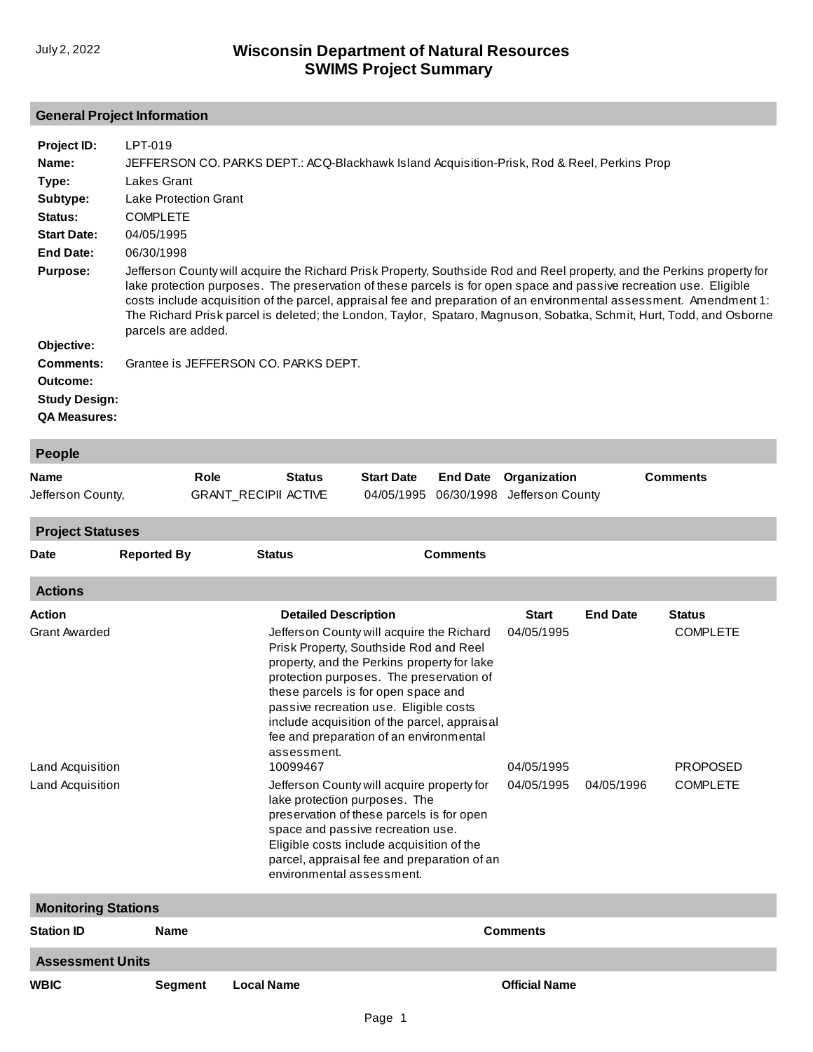July 2, 2022

# Wisconsin Department of Natural Resources
# SWIMS Project Summary

## General Project Information

**Project ID:** LPT-019

**Name:** JEFFERSON CO. PARKS DEPT.: ACQ-Blackhawk Island Acquisition-Prisk, Rod & Reel, Perkins Prop

**Type:** Lakes Grant

**Subtype:** Lake Protection Grant

**Status:** COMPLETE

**Start Date:** 04/05/1995

**End Date:** 06/30/1998

**Purpose:** Jefferson County will acquire the Richard Prisk Property, Southside Rod and Reel property, and the Perkins property for lake protection purposes. The preservation of these parcels is for open space and passive recreation use. Eligible costs include acquisition of the parcel, appraisal fee and preparation of an environmental assessment. Amendment 1: The Richard Prisk parcel is deleted; the London, Taylor, Spataro, Magnuson, Sobatka, Schmit, Hurt, Todd, and Osborne parcels are added.

**Objective:**

**Comments:** Grantee is JEFFERSON CO. PARKS DEPT.

**Outcome:**

**Study Design:**

**QA Measures:**

## People

| Name | Role | Status | Start Date | End Date | Organization | Comments |
|---|---|---|---|---|---|---|
| Jefferson County, | GRANT_RECIPII | ACTIVE | 04/05/1995 | 06/30/1998 | Jefferson County | |

## Project Statuses

| Date | Reported By | Status | Comments |
|---|---|---|---|

## Actions

| Action | Detailed Description | Start | End Date | Status |
|---|---|---|---|---|
| Grant Awarded | Jefferson County will acquire the Richard Prisk Property, Southside Rod and Reel property, and the Perkins property for lake protection purposes. The preservation of these parcels is for open space and passive recreation use. Eligible costs include acquisition of the parcel, appraisal fee and preparation of an environmental assessment. | 04/05/1995 | | COMPLETE |
| Land Acquisition | 10099467 | 04/05/1995 | | PROPOSED |
| Land Acquisition | Jefferson County will acquire property for lake protection purposes. The preservation of these parcels is for open space and passive recreation use. Eligible costs include acquisition of the parcel, appraisal fee and preparation of an environmental assessment. | 04/05/1995 | 04/05/1996 | COMPLETE |

## Monitoring Stations

| Station ID | Name | Comments |
|---|---|---|

## Assessment Units

| WBIC | Segment | Local Name | Official Name |
|---|---|---|---|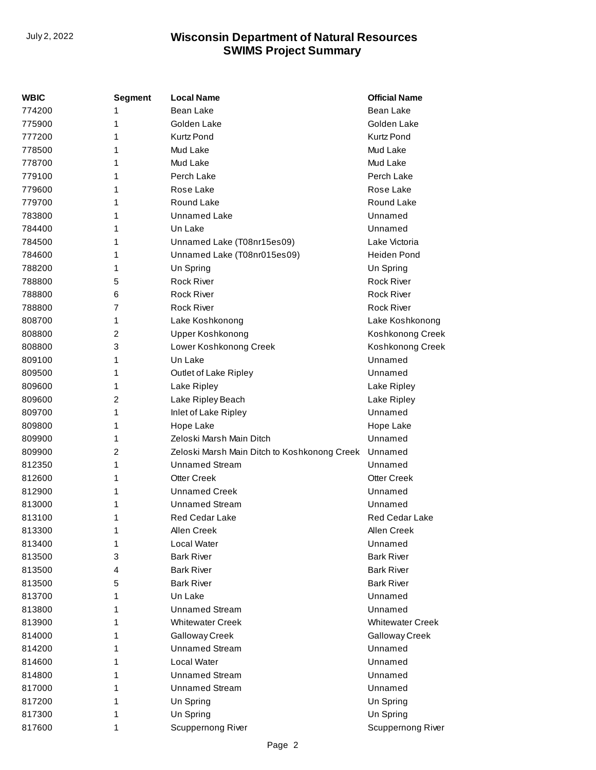| WBIC | Segment | Local Name | Official Name |
|---|---|---|---|
| 774200 | 1 | Bean Lake | Bean Lake |
| 775900 | 1 | Golden Lake | Golden Lake |
| 777200 | 1 | Kurtz Pond | Kurtz Pond |
| 778500 | 1 | Mud Lake | Mud Lake |
| 778700 | 1 | Mud Lake | Mud Lake |
| 779100 | 1 | Perch Lake | Perch Lake |
| 779600 | 1 | Rose Lake | Rose Lake |
| 779700 | 1 | Round Lake | Round Lake |
| 783800 | 1 | Unnamed Lake | Unnamed |
| 784400 | 1 | Un Lake | Unnamed |
| 784500 | 1 | Unnamed Lake (T08nr15es09) | Lake Victoria |
| 784600 | 1 | Unnamed Lake (T08nr015es09) | Heiden Pond |
| 788200 | 1 | Un Spring | Un Spring |
| 788800 | 5 | Rock River | Rock River |
| 788800 | 6 | Rock River | Rock River |
| 788800 | 7 | Rock River | Rock River |
| 808700 | 1 | Lake Koshkonong | Lake Koshkonong |
| 808800 | 2 | Upper Koshkonong | Koshkonong Creek |
| 808800 | 3 | Lower Koshkonong Creek | Koshkonong Creek |
| 809100 | 1 | Un Lake | Unnamed |
| 809500 | 1 | Outlet of Lake Ripley | Unnamed |
| 809600 | 1 | Lake Ripley | Lake Ripley |
| 809600 | 2 | Lake Ripley Beach | Lake Ripley |
| 809700 | 1 | Inlet of Lake Ripley | Unnamed |
| 809800 | 1 | Hope Lake | Hope Lake |
| 809900 | 1 | Zeloski Marsh Main Ditch | Unnamed |
| 809900 | 2 | Zeloski Marsh Main Ditch to Koshkonong Creek | Unnamed |
| 812350 | 1 | Unnamed Stream | Unnamed |
| 812600 | 1 | Otter Creek | Otter Creek |
| 812900 | 1 | Unnamed Creek | Unnamed |
| 813000 | 1 | Unnamed Stream | Unnamed |
| 813100 | 1 | Red Cedar Lake | Red Cedar Lake |
| 813300 | 1 | Allen Creek | Allen Creek |
| 813400 | 1 | Local Water | Unnamed |
| 813500 | 3 | Bark River | Bark River |
| 813500 | 4 | Bark River | Bark River |
| 813500 | 5 | Bark River | Bark River |
| 813700 | 1 | Un Lake | Unnamed |
| 813800 | 1 | Unnamed Stream | Unnamed |
| 813900 | 1 | Whitewater Creek | Whitewater Creek |
| 814000 | 1 | Galloway Creek | Galloway Creek |
| 814200 | 1 | Unnamed Stream | Unnamed |
| 814600 | 1 | Local Water | Unnamed |
| 814800 | 1 | Unnamed Stream | Unnamed |
| 817000 | 1 | Unnamed Stream | Unnamed |
| 817200 | 1 | Un Spring | Un Spring |
| 817300 | 1 | Un Spring | Un Spring |
| 817600 | 1 | Scuppernong River | Scuppernong River |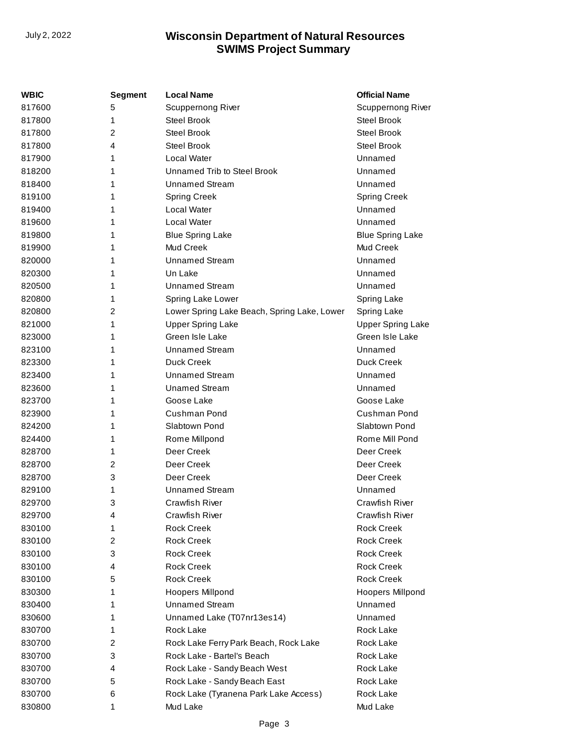| WBIC | Segment | Local Name | Official Name |
|---|---|---|---|
| 817600 | 5 | Scuppernong River | Scuppernong River |
| 817800 | 1 | Steel Brook | Steel Brook |
| 817800 | 2 | Steel Brook | Steel Brook |
| 817800 | 4 | Steel Brook | Steel Brook |
| 817900 | 1 | Local Water | Unnamed |
| 818200 | 1 | Unnamed Trib to Steel Brook | Unnamed |
| 818400 | 1 | Unnamed Stream | Unnamed |
| 819100 | 1 | Spring Creek | Spring Creek |
| 819400 | 1 | Local Water | Unnamed |
| 819600 | 1 | Local Water | Unnamed |
| 819800 | 1 | Blue Spring Lake | Blue Spring Lake |
| 819900 | 1 | Mud Creek | Mud Creek |
| 820000 | 1 | Unnamed Stream | Unnamed |
| 820300 | 1 | Un Lake | Unnamed |
| 820500 | 1 | Unnamed Stream | Unnamed |
| 820800 | 1 | Spring Lake Lower | Spring Lake |
| 820800 | 2 | Lower Spring Lake Beach, Spring Lake, Lower | Spring Lake |
| 821000 | 1 | Upper Spring Lake | Upper Spring Lake |
| 823000 | 1 | Green Isle Lake | Green Isle Lake |
| 823100 | 1 | Unnamed Stream | Unnamed |
| 823300 | 1 | Duck Creek | Duck Creek |
| 823400 | 1 | Unnamed Stream | Unnamed |
| 823600 | 1 | Unamed Stream | Unnamed |
| 823700 | 1 | Goose Lake | Goose Lake |
| 823900 | 1 | Cushman Pond | Cushman Pond |
| 824200 | 1 | Slabtown Pond | Slabtown Pond |
| 824400 | 1 | Rome Millpond | Rome Mill Pond |
| 828700 | 1 | Deer Creek | Deer Creek |
| 828700 | 2 | Deer Creek | Deer Creek |
| 828700 | 3 | Deer Creek | Deer Creek |
| 829100 | 1 | Unnamed Stream | Unnamed |
| 829700 | 3 | Crawfish River | Crawfish River |
| 829700 | 4 | Crawfish River | Crawfish River |
| 830100 | 1 | Rock Creek | Rock Creek |
| 830100 | 2 | Rock Creek | Rock Creek |
| 830100 | 3 | Rock Creek | Rock Creek |
| 830100 | 4 | Rock Creek | Rock Creek |
| 830100 | 5 | Rock Creek | Rock Creek |
| 830300 | 1 | Hoopers Millpond | Hoopers Millpond |
| 830400 | 1 | Unnamed Stream | Unnamed |
| 830600 | 1 | Unnamed Lake (T07nr13es14) | Unnamed |
| 830700 | 1 | Rock Lake | Rock Lake |
| 830700 | 2 | Rock Lake Ferry Park Beach, Rock Lake | Rock Lake |
| 830700 | 3 | Rock Lake - Bartel's Beach | Rock Lake |
| 830700 | 4 | Rock Lake - Sandy Beach West | Rock Lake |
| 830700 | 5 | Rock Lake - Sandy Beach East | Rock Lake |
| 830700 | 6 | Rock Lake (Tyranena Park Lake Access) | Rock Lake |
| 830800 | 1 | Mud Lake | Mud Lake |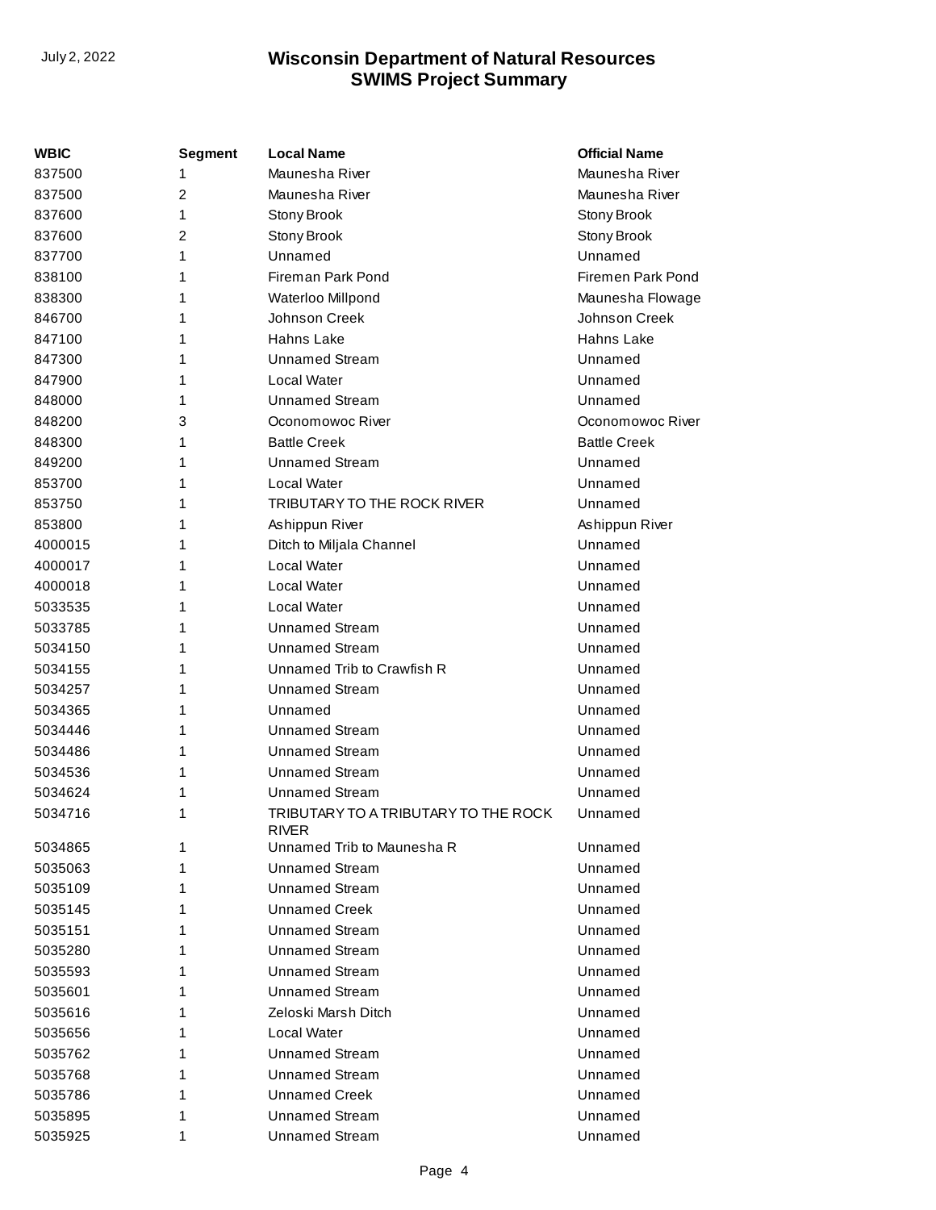| WBIC | Segment | Local Name | Official Name |
|---|---|---|---|
| 837500 | 1 | Maunesha River | Maunesha River |
| 837500 | 2 | Maunesha River | Maunesha River |
| 837600 | 1 | Stony Brook | Stony Brook |
| 837600 | 2 | Stony Brook | Stony Brook |
| 837700 | 1 | Unnamed | Unnamed |
| 838100 | 1 | Fireman Park Pond | Firemen Park Pond |
| 838300 | 1 | Waterloo Millpond | Maunesha Flowage |
| 846700 | 1 | Johnson Creek | Johnson Creek |
| 847100 | 1 | Hahns Lake | Hahns Lake |
| 847300 | 1 | Unnamed Stream | Unnamed |
| 847900 | 1 | Local Water | Unnamed |
| 848000 | 1 | Unnamed Stream | Unnamed |
| 848200 | 3 | Oconomowoc River | Oconomowoc River |
| 848300 | 1 | Battle Creek | Battle Creek |
| 849200 | 1 | Unnamed Stream | Unnamed |
| 853700 | 1 | Local Water | Unnamed |
| 853750 | 1 | TRIBUTARY TO THE ROCK RIVER | Unnamed |
| 853800 | 1 | Ashippun River | Ashippun River |
| 4000015 | 1 | Ditch to Miljala Channel | Unnamed |
| 4000017 | 1 | Local Water | Unnamed |
| 4000018 | 1 | Local Water | Unnamed |
| 5033535 | 1 | Local Water | Unnamed |
| 5033785 | 1 | Unnamed Stream | Unnamed |
| 5034150 | 1 | Unnamed Stream | Unnamed |
| 5034155 | 1 | Unnamed Trib to Crawfish R | Unnamed |
| 5034257 | 1 | Unnamed Stream | Unnamed |
| 5034365 | 1 | Unnamed | Unnamed |
| 5034446 | 1 | Unnamed Stream | Unnamed |
| 5034486 | 1 | Unnamed Stream | Unnamed |
| 5034536 | 1 | Unnamed Stream | Unnamed |
| 5034624 | 1 | Unnamed Stream | Unnamed |
| 5034716 | 1 | TRIBUTARY TO A TRIBUTARY TO THE ROCK RIVER | Unnamed |
| 5034865 | 1 | Unnamed Trib to Maunesha R | Unnamed |
| 5035063 | 1 | Unnamed Stream | Unnamed |
| 5035109 | 1 | Unnamed Stream | Unnamed |
| 5035145 | 1 | Unnamed Creek | Unnamed |
| 5035151 | 1 | Unnamed Stream | Unnamed |
| 5035280 | 1 | Unnamed Stream | Unnamed |
| 5035593 | 1 | Unnamed Stream | Unnamed |
| 5035601 | 1 | Unnamed Stream | Unnamed |
| 5035616 | 1 | Zeloski Marsh Ditch | Unnamed |
| 5035656 | 1 | Local Water | Unnamed |
| 5035762 | 1 | Unnamed Stream | Unnamed |
| 5035768 | 1 | Unnamed Stream | Unnamed |
| 5035786 | 1 | Unnamed Creek | Unnamed |
| 5035895 | 1 | Unnamed Stream | Unnamed |
| 5035925 | 1 | Unnamed Stream | Unnamed |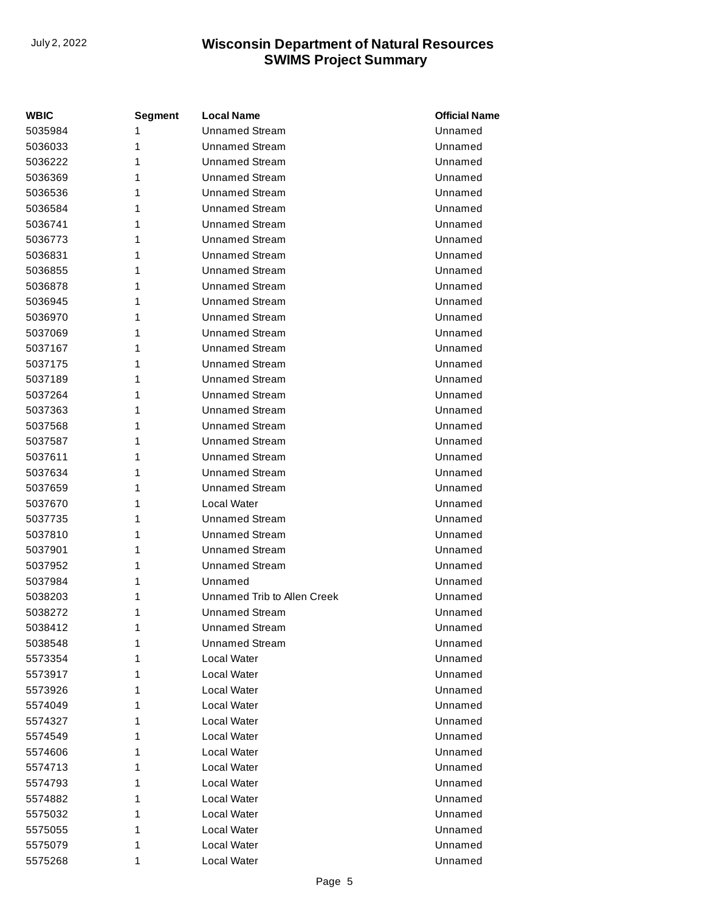| WBIC | Segment | Local Name | Official Name |
|---|---|---|---|
| 5035984 | 1 | Unnamed Stream | Unnamed |
| 5036033 | 1 | Unnamed Stream | Unnamed |
| 5036222 | 1 | Unnamed Stream | Unnamed |
| 5036369 | 1 | Unnamed Stream | Unnamed |
| 5036536 | 1 | Unnamed Stream | Unnamed |
| 5036584 | 1 | Unnamed Stream | Unnamed |
| 5036741 | 1 | Unnamed Stream | Unnamed |
| 5036773 | 1 | Unnamed Stream | Unnamed |
| 5036831 | 1 | Unnamed Stream | Unnamed |
| 5036855 | 1 | Unnamed Stream | Unnamed |
| 5036878 | 1 | Unnamed Stream | Unnamed |
| 5036945 | 1 | Unnamed Stream | Unnamed |
| 5036970 | 1 | Unnamed Stream | Unnamed |
| 5037069 | 1 | Unnamed Stream | Unnamed |
| 5037167 | 1 | Unnamed Stream | Unnamed |
| 5037175 | 1 | Unnamed Stream | Unnamed |
| 5037189 | 1 | Unnamed Stream | Unnamed |
| 5037264 | 1 | Unnamed Stream | Unnamed |
| 5037363 | 1 | Unnamed Stream | Unnamed |
| 5037568 | 1 | Unnamed Stream | Unnamed |
| 5037587 | 1 | Unnamed Stream | Unnamed |
| 5037611 | 1 | Unnamed Stream | Unnamed |
| 5037634 | 1 | Unnamed Stream | Unnamed |
| 5037659 | 1 | Unnamed Stream | Unnamed |
| 5037670 | 1 | Local Water | Unnamed |
| 5037735 | 1 | Unnamed Stream | Unnamed |
| 5037810 | 1 | Unnamed Stream | Unnamed |
| 5037901 | 1 | Unnamed Stream | Unnamed |
| 5037952 | 1 | Unnamed Stream | Unnamed |
| 5037984 | 1 | Unnamed | Unnamed |
| 5038203 | 1 | Unnamed Trib to Allen Creek | Unnamed |
| 5038272 | 1 | Unnamed Stream | Unnamed |
| 5038412 | 1 | Unnamed Stream | Unnamed |
| 5038548 | 1 | Unnamed Stream | Unnamed |
| 5573354 | 1 | Local Water | Unnamed |
| 5573917 | 1 | Local Water | Unnamed |
| 5573926 | 1 | Local Water | Unnamed |
| 5574049 | 1 | Local Water | Unnamed |
| 5574327 | 1 | Local Water | Unnamed |
| 5574549 | 1 | Local Water | Unnamed |
| 5574606 | 1 | Local Water | Unnamed |
| 5574713 | 1 | Local Water | Unnamed |
| 5574793 | 1 | Local Water | Unnamed |
| 5574882 | 1 | Local Water | Unnamed |
| 5575032 | 1 | Local Water | Unnamed |
| 5575055 | 1 | Local Water | Unnamed |
| 5575079 | 1 | Local Water | Unnamed |
| 5575268 | 1 | Local Water | Unnamed |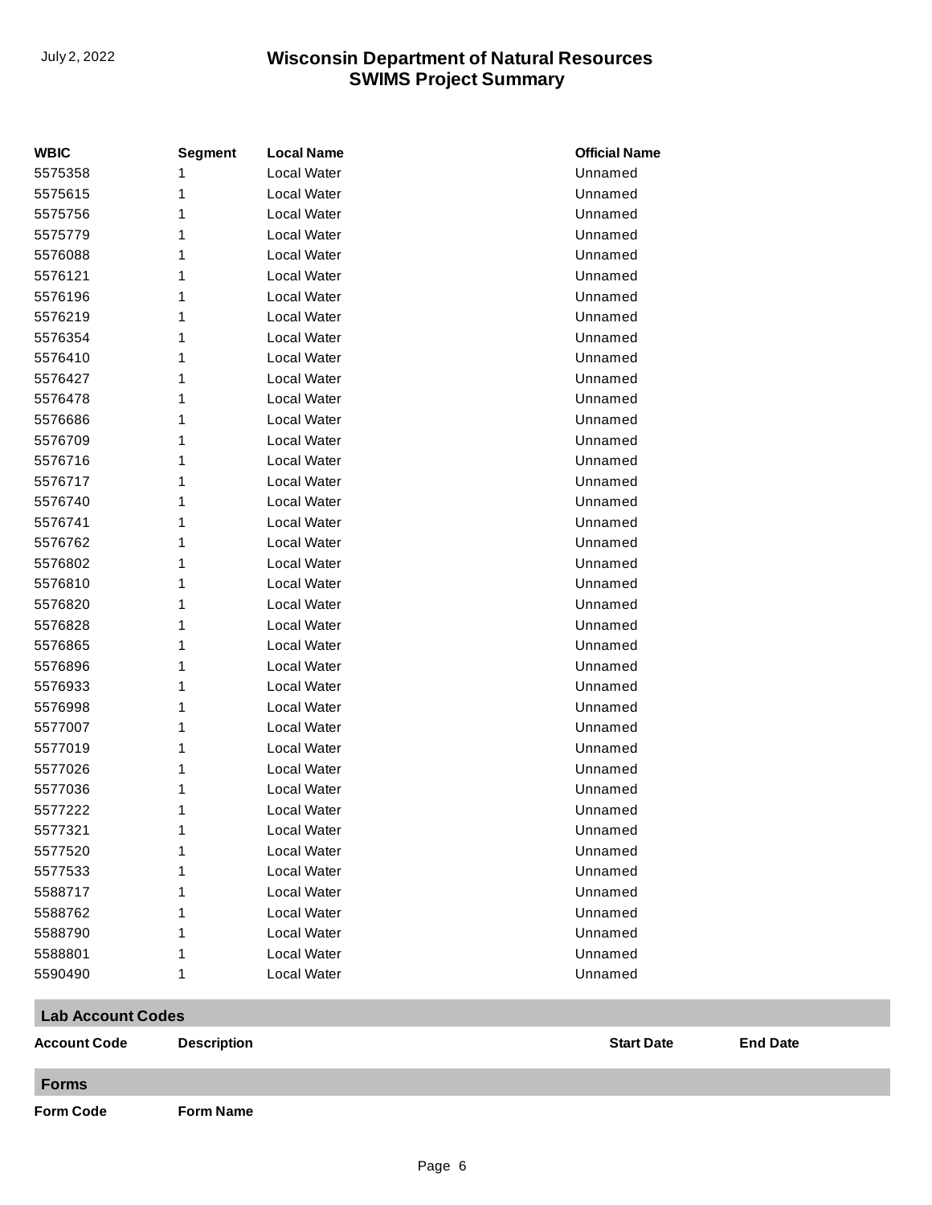| WBIC | Segment | Local Name | Official Name |
|---|---|---|---|
| 5575358 | 1 | Local Water | Unnamed |
| 5575615 | 1 | Local Water | Unnamed |
| 5575756 | 1 | Local Water | Unnamed |
| 5575779 | 1 | Local Water | Unnamed |
| 5576088 | 1 | Local Water | Unnamed |
| 5576121 | 1 | Local Water | Unnamed |
| 5576196 | 1 | Local Water | Unnamed |
| 5576219 | 1 | Local Water | Unnamed |
| 5576354 | 1 | Local Water | Unnamed |
| 5576410 | 1 | Local Water | Unnamed |
| 5576427 | 1 | Local Water | Unnamed |
| 5576478 | 1 | Local Water | Unnamed |
| 5576686 | 1 | Local Water | Unnamed |
| 5576709 | 1 | Local Water | Unnamed |
| 5576716 | 1 | Local Water | Unnamed |
| 5576717 | 1 | Local Water | Unnamed |
| 5576740 | 1 | Local Water | Unnamed |
| 5576741 | 1 | Local Water | Unnamed |
| 5576762 | 1 | Local Water | Unnamed |
| 5576802 | 1 | Local Water | Unnamed |
| 5576810 | 1 | Local Water | Unnamed |
| 5576820 | 1 | Local Water | Unnamed |
| 5576828 | 1 | Local Water | Unnamed |
| 5576865 | 1 | Local Water | Unnamed |
| 5576896 | 1 | Local Water | Unnamed |
| 5576933 | 1 | Local Water | Unnamed |
| 5576998 | 1 | Local Water | Unnamed |
| 5577007 | 1 | Local Water | Unnamed |
| 5577019 | 1 | Local Water | Unnamed |
| 5577026 | 1 | Local Water | Unnamed |
| 5577036 | 1 | Local Water | Unnamed |
| 5577222 | 1 | Local Water | Unnamed |
| 5577321 | 1 | Local Water | Unnamed |
| 5577520 | 1 | Local Water | Unnamed |
| 5577533 | 1 | Local Water | Unnamed |
| 5588717 | 1 | Local Water | Unnamed |
| 5588762 | 1 | Local Water | Unnamed |
| 5588790 | 1 | Local Water | Unnamed |
| 5588801 | 1 | Local Water | Unnamed |
| 5590490 | 1 | Local Water | Unnamed |

## Lab Account Codes

| Account Code | Description | Start Date | End Date |
|---|---|---|---|

## Forms

| Form Code | Form Name |
|---|---|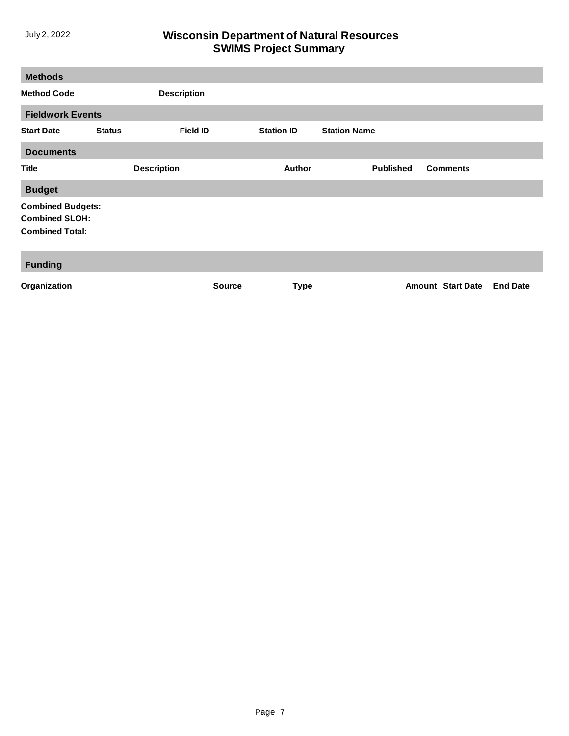## Methods

| Method Code | Description |
| --- | --- |

## Fieldwork Events

| Start Date | Status | Field ID | Station ID | Station Name |
| --- | --- | --- | --- | --- |

## Documents

| Title | Description | Author | Published | Comments |
| --- | --- | --- | --- | --- |

## Budget

**Combined Budgets:**
**Combined SLOH:**
**Combined Total:**

## Funding

| Organization | Source | Type | Amount | Start Date | End Date |
| --- | --- | --- | --- | --- | --- |